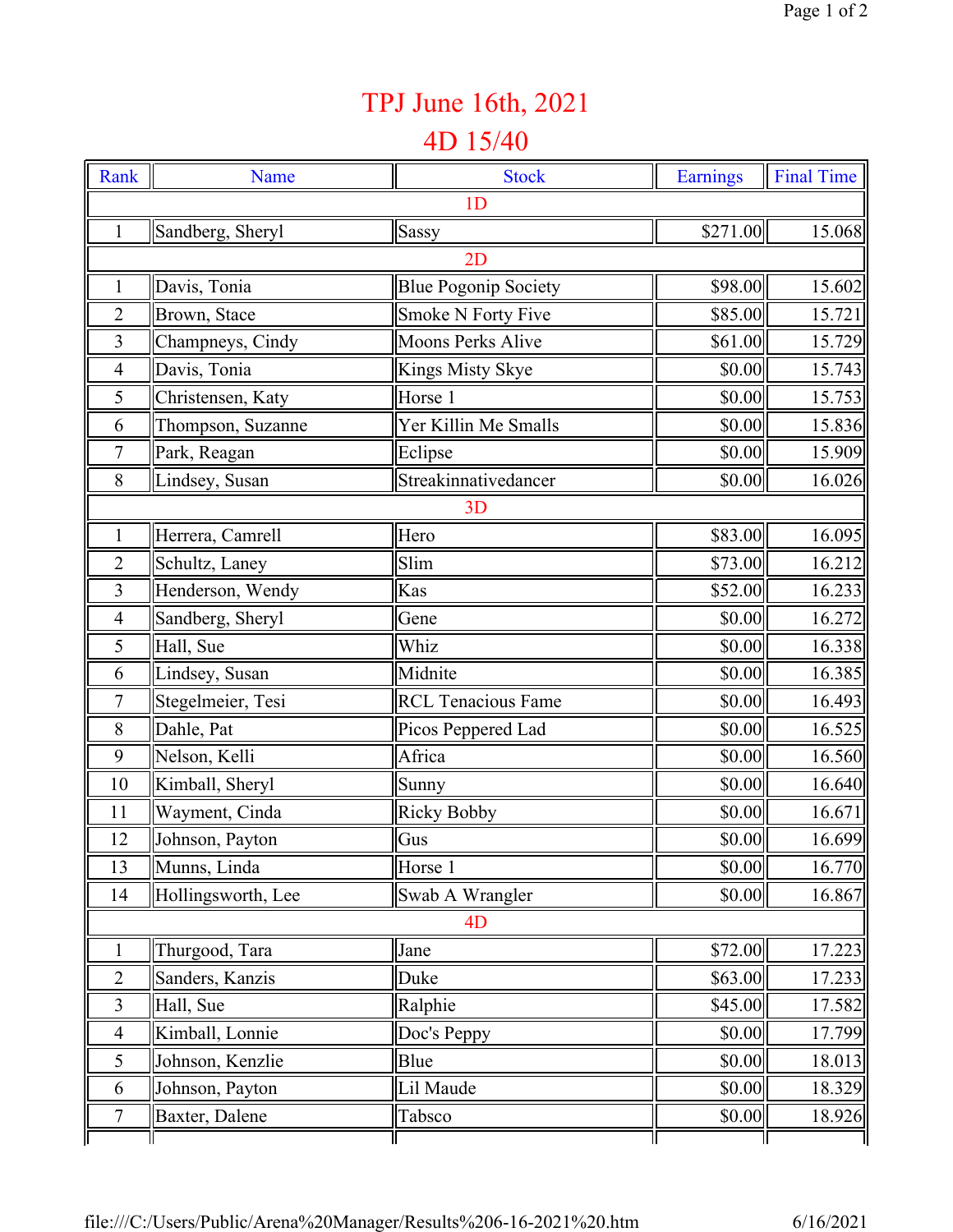# TPJ June 16th, 2021

## 4D 15/40

| Rank | Name | Stock | Earnings | Final Time |
|---|---|---|---|---|
| 1D | | | | |
| 1 | Sandberg, Sheryl | Sassy | $271.00 | 15.068 |
| 2D | | | | |
| 1 | Davis, Tonia | Blue Pogonip Society | $98.00 | 15.602 |
| 2 | Brown, Stace | Smoke N Forty Five | $85.00 | 15.721 |
| 3 | Champneys, Cindy | Moons Perks Alive | $61.00 | 15.729 |
| 4 | Davis, Tonia | Kings Misty Skye | $0.00 | 15.743 |
| 5 | Christensen, Katy | Horse 1 | $0.00 | 15.753 |
| 6 | Thompson, Suzanne | Yer Killin Me Smalls | $0.00 | 15.836 |
| 7 | Park, Reagan | Eclipse | $0.00 | 15.909 |
| 8 | Lindsey, Susan | Streakinnativedancer | $0.00 | 16.026 |
| 3D | | | | |
| 1 | Herrera, Camrell | Hero | $83.00 | 16.095 |
| 2 | Schultz, Laney | Slim | $73.00 | 16.212 |
| 3 | Henderson, Wendy | Kas | $52.00 | 16.233 |
| 4 | Sandberg, Sheryl | Gene | $0.00 | 16.272 |
| 5 | Hall, Sue | Whiz | $0.00 | 16.338 |
| 6 | Lindsey, Susan | Midnite | $0.00 | 16.385 |
| 7 | Stegelmeier, Tesi | RCL Tenacious Fame | $0.00 | 16.493 |
| 8 | Dahle, Pat | Picos Peppered Lad | $0.00 | 16.525 |
| 9 | Nelson, Kelli | Africa | $0.00 | 16.560 |
| 10 | Kimball, Sheryl | Sunny | $0.00 | 16.640 |
| 11 | Wayment, Cinda | Ricky Bobby | $0.00 | 16.671 |
| 12 | Johnson, Payton | Gus | $0.00 | 16.699 |
| 13 | Munns, Linda | Horse 1 | $0.00 | 16.770 |
| 14 | Hollingsworth, Lee | Swab A Wrangler | $0.00 | 16.867 |
| 4D | | | | |
| 1 | Thurgood, Tara | Jane | $72.00 | 17.223 |
| 2 | Sanders, Kanzis | Duke | $63.00 | 17.233 |
| 3 | Hall, Sue | Ralphie | $45.00 | 17.582 |
| 4 | Kimball, Lonnie | Doc's Peppy | $0.00 | 17.799 |
| 5 | Johnson, Kenzlie | Blue | $0.00 | 18.013 |
| 6 | Johnson, Payton | Lil Maude | $0.00 | 18.329 |
| 7 | Baxter, Dalene | Tabsco | $0.00 | 18.926 |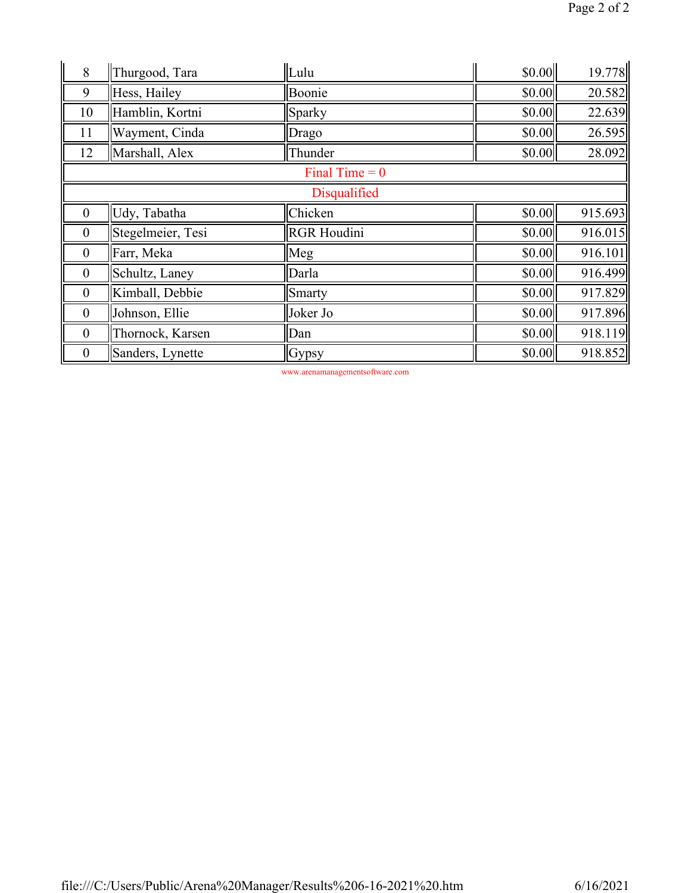| | | | | |
|---|---|---|---|---|
| 8 | Thurgood, Tara | Lulu | $0.00 | 19.778 |
| 9 | Hess, Hailey | Boonie | $0.00 | 20.582 |
| 10 | Hamblin, Kortni | Sparky | $0.00 | 22.639 |
| 11 | Wayment, Cinda | Drago | $0.00 | 26.595 |
| 12 | Marshall, Alex | Thunder | $0.00 | 28.092 |
| Final Time = 0 | | | | |
| Disqualified | | | | |
| 0 | Udy, Tabatha | Chicken | $0.00 | 915.693 |
| 0 | Stegelmeier, Tesi | RGR Houdini | $0.00 | 916.015 |
| 0 | Farr, Meka | Meg | $0.00 | 916.101 |
| 0 | Schultz, Laney | Darla | $0.00 | 916.499 |
| 0 | Kimball, Debbie | Smarty | $0.00 | 917.829 |
| 0 | Johnson, Ellie | Joker Jo | $0.00 | 917.896 |
| 0 | Thornock, Karsen | Dan | $0.00 | 918.119 |
| 0 | Sanders, Lynette | Gypsy | $0.00 | 918.852 |

www.arenamanagementsoftware.com